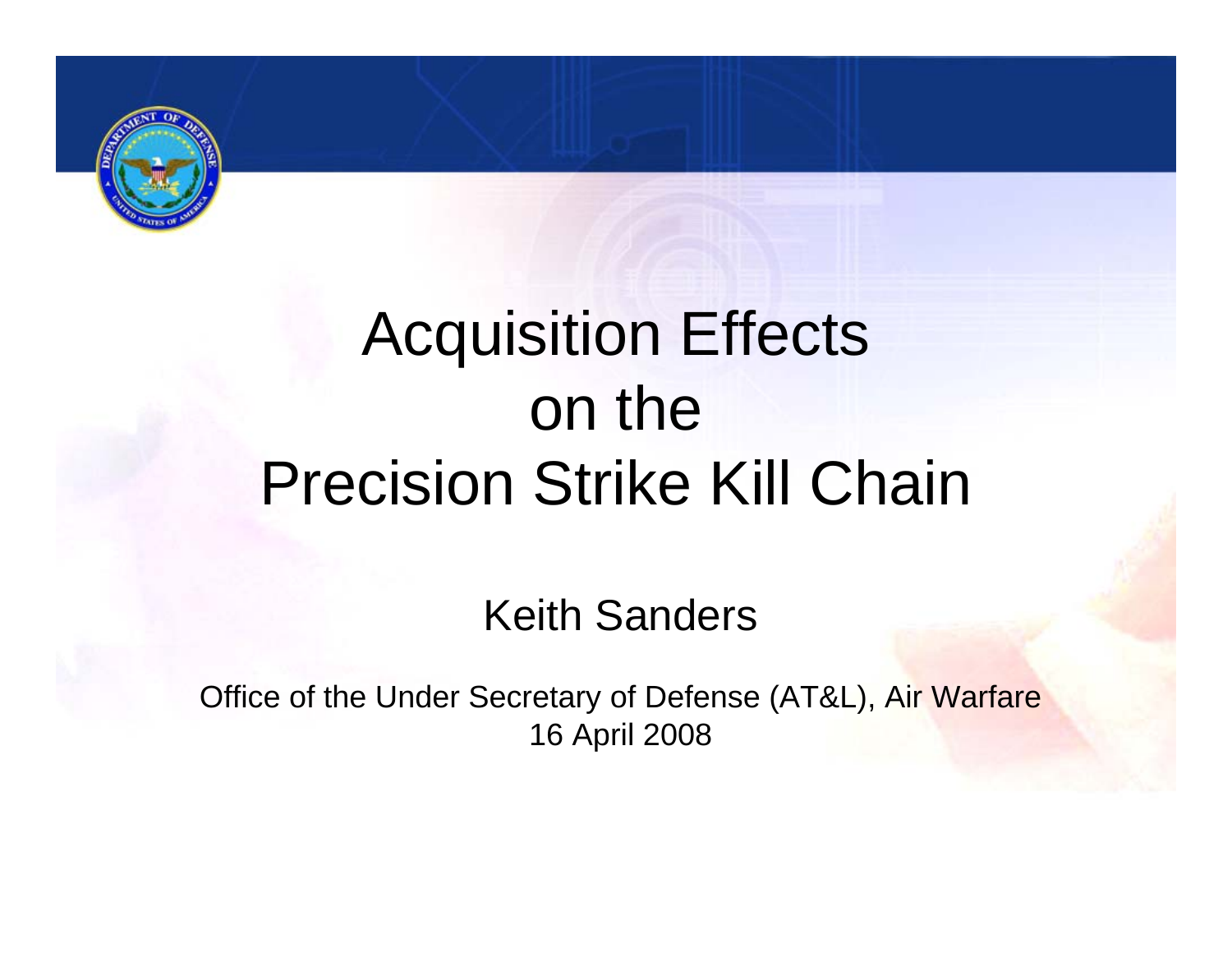# Acquisition Effects on the Precision Strike Kill Chain

Keith Sanders

Office of the Under Secretary of Defense (AT&L), Air Warfare
16 April 2008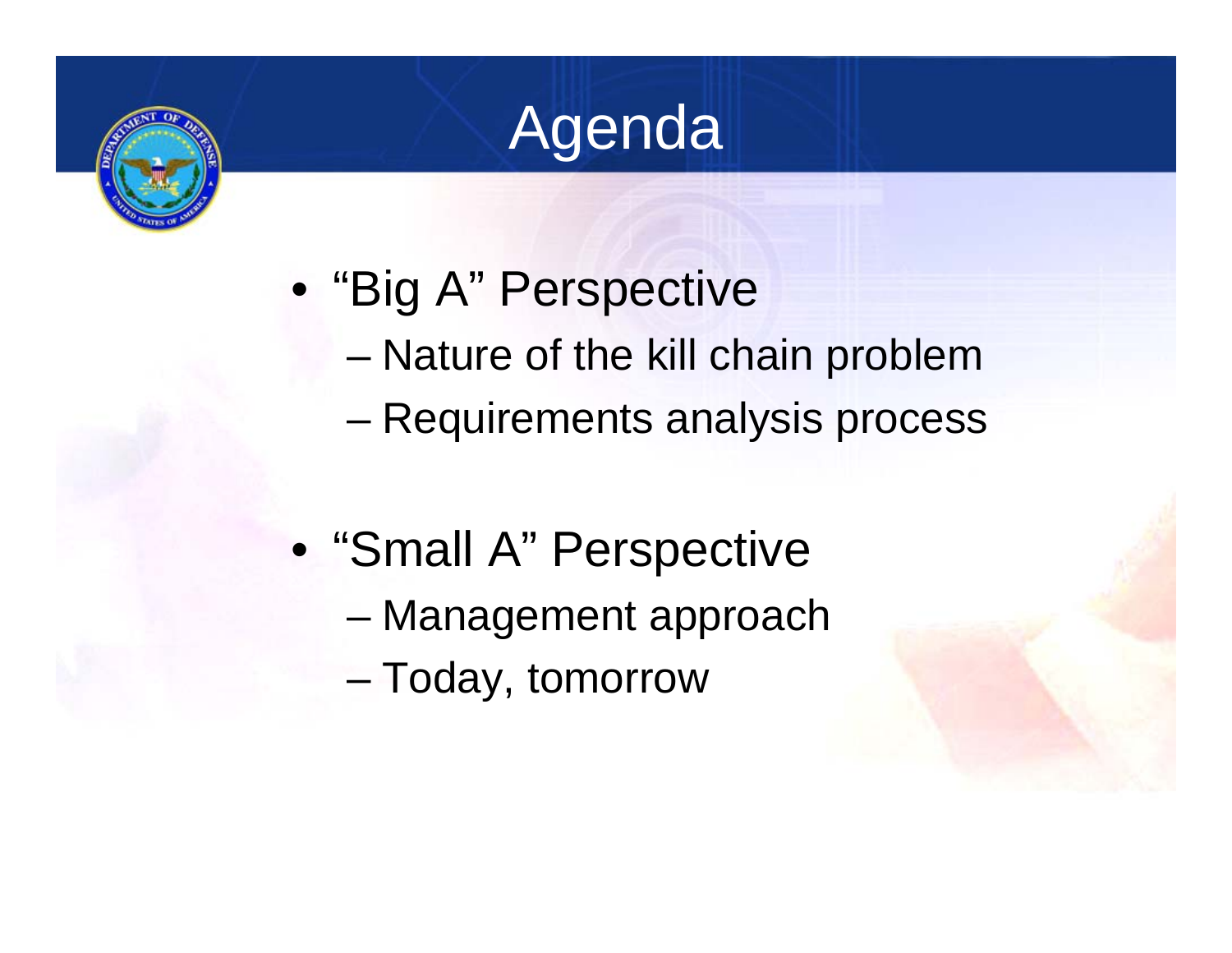# Agenda

- "Big A" Perspective
  - Nature of the kill chain problem
  - Requirements analysis process
- "Small A" Perspective
  - Management approach
  - Today, tomorrow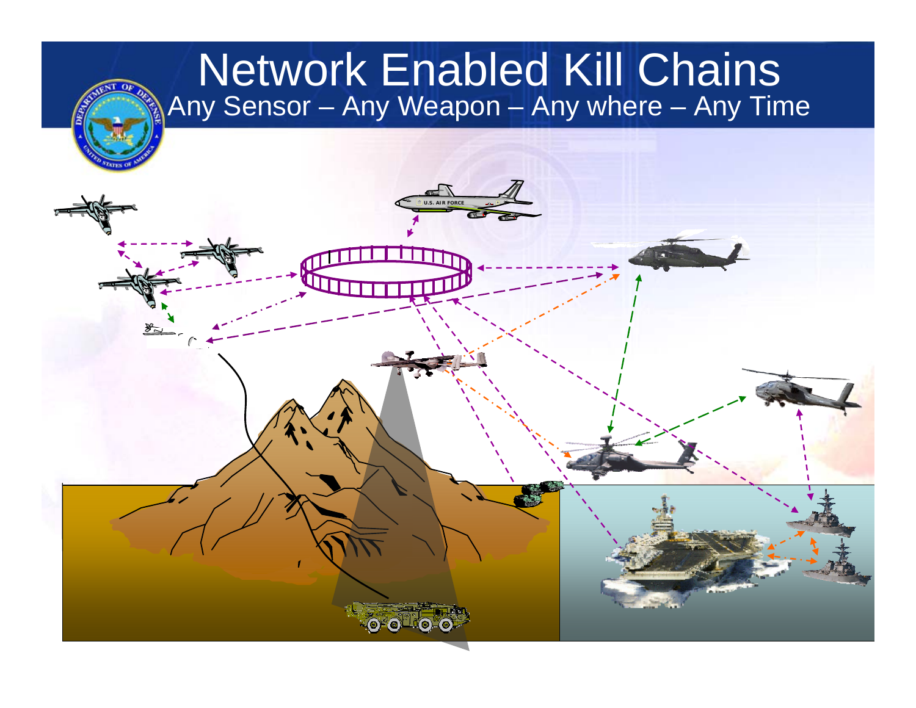# Network Enabled Kill Chains

Any Sensor – Any Weapon – Any where – Any Time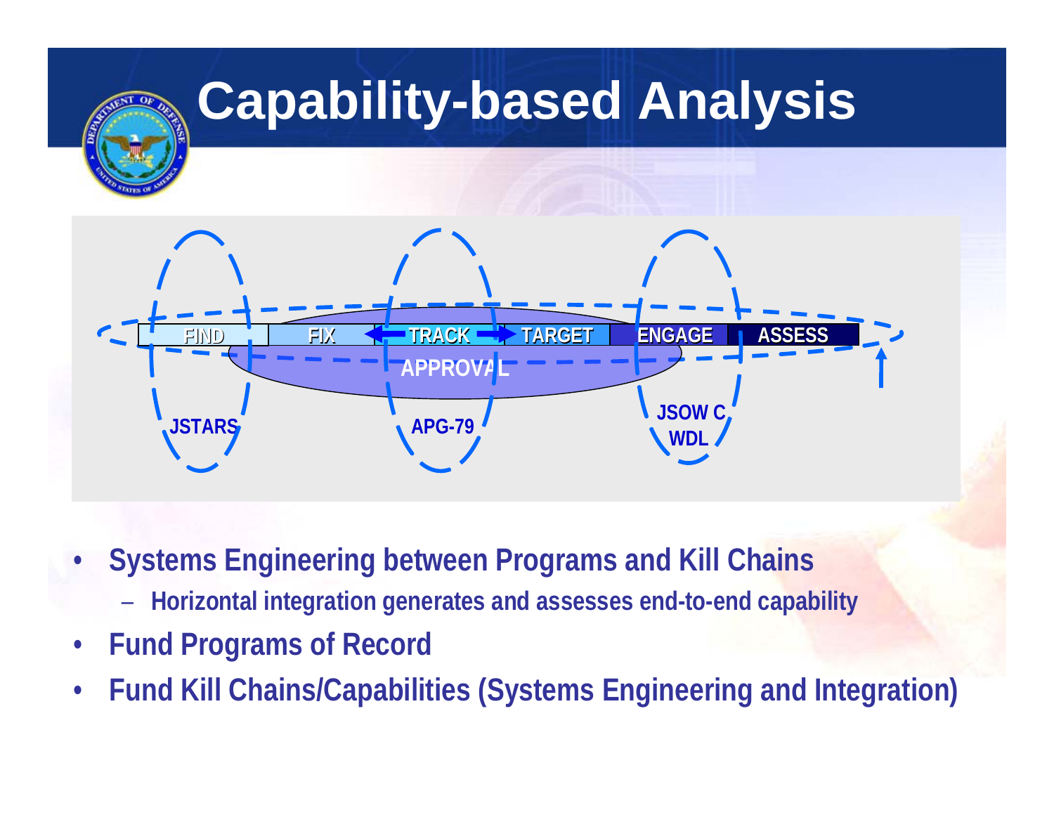# Capability-based Analysis

FIND
FIX
TRACK
TARGET
ENGAGE
ASSESS
APPROVAL
JSTARS
APG-79
JSOW C
WDL

- Systems Engineering between Programs and Kill Chains
  - Horizontal integration generates and assesses end-to-end capability
- Fund Programs of Record
- Fund Kill Chains/Capabilities (Systems Engineering and Integration)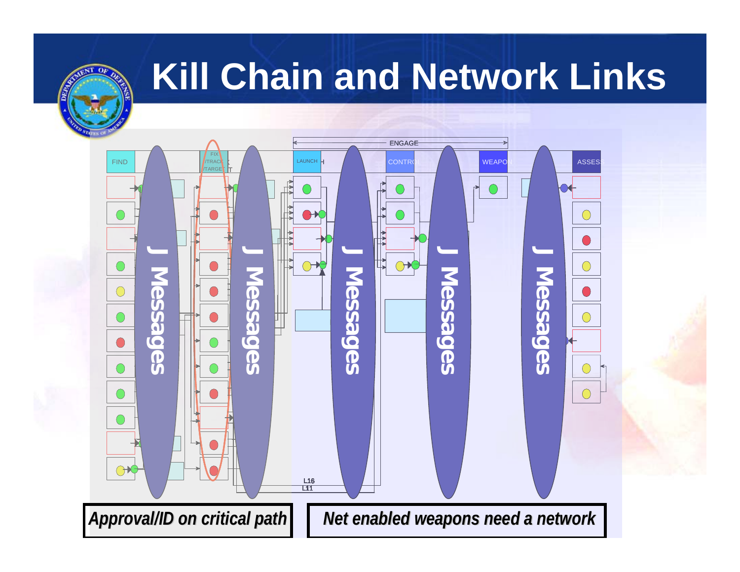# Kill Chain and Network Links

ENGAGE

FIND

FIX /TRACK /TARGET

LAUNCH

CONTROL

WEAPON

ASSESS

J Messages

J Messages

J Messages

J Messages

J Messages

L16

L11

*Approval/ID on critical path*

*Net enabled weapons need a network*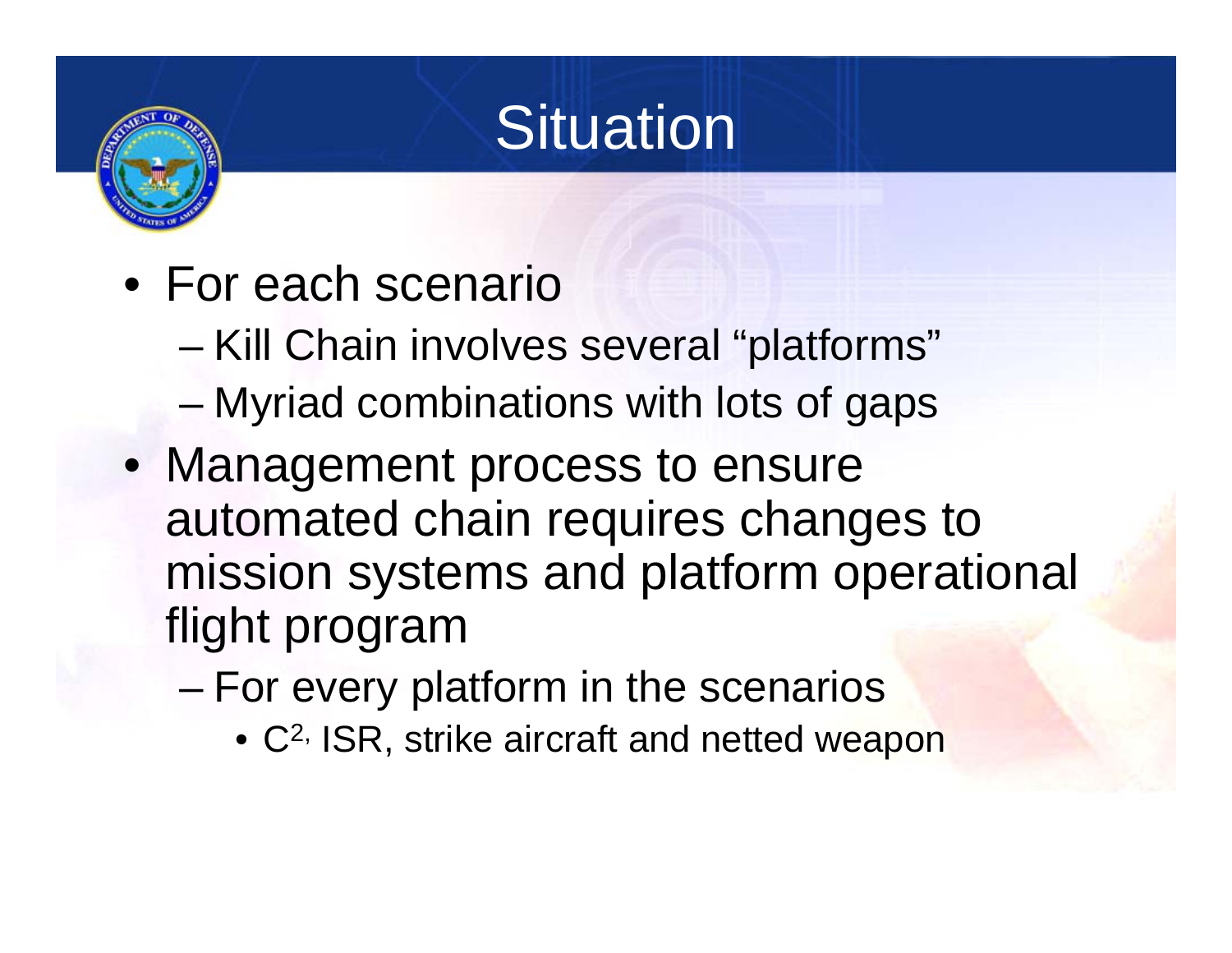# Situation

- For each scenario
  - Kill Chain involves several "platforms"
  - Myriad combinations with lots of gaps
- Management process to ensure automated chain requires changes to mission systems and platform operational flight program
  - For every platform in the scenarios
    - $C^2$, ISR, strike aircraft and netted weapon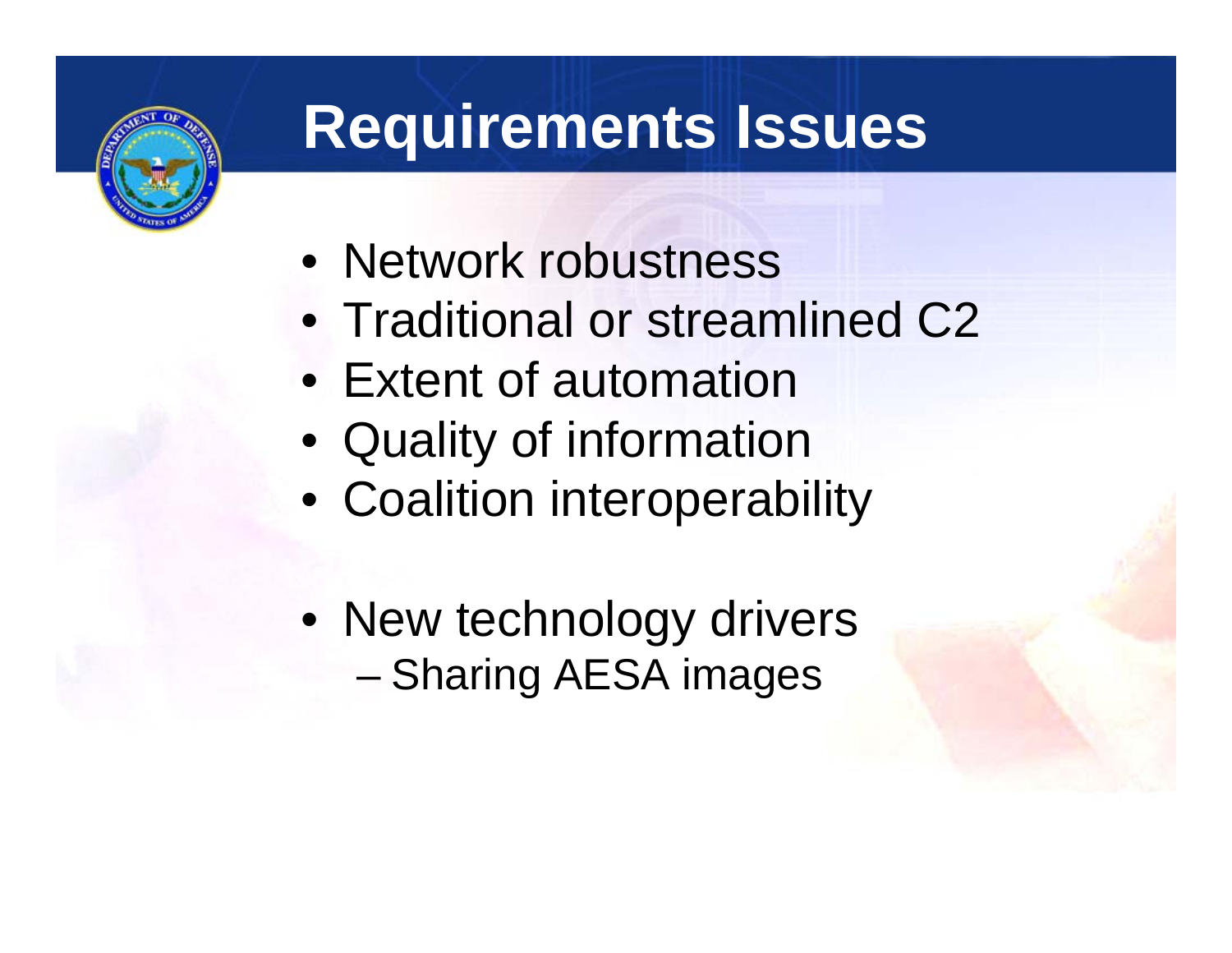# Requirements Issues

- Network robustness
- Traditional or streamlined C2
- Extent of automation
- Quality of information
- Coalition interoperability

- New technology drivers
  - Sharing AESA images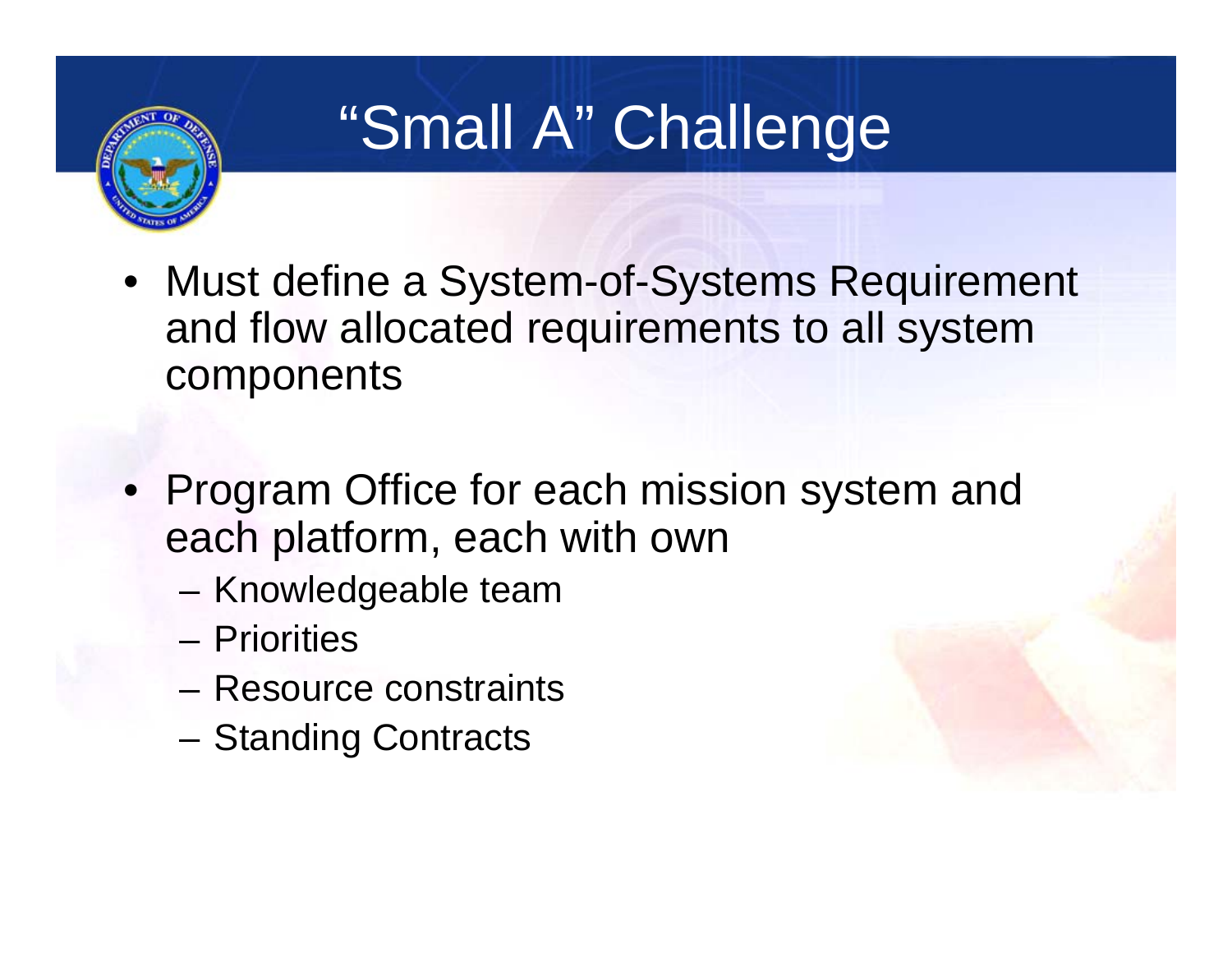# "Small A" Challenge

- Must define a System-of-Systems Requirement and flow allocated requirements to all system components
- Program Office for each mission system and each platform, each with own
  - Knowledgeable team
  - Priorities
  - Resource constraints
  - Standing Contracts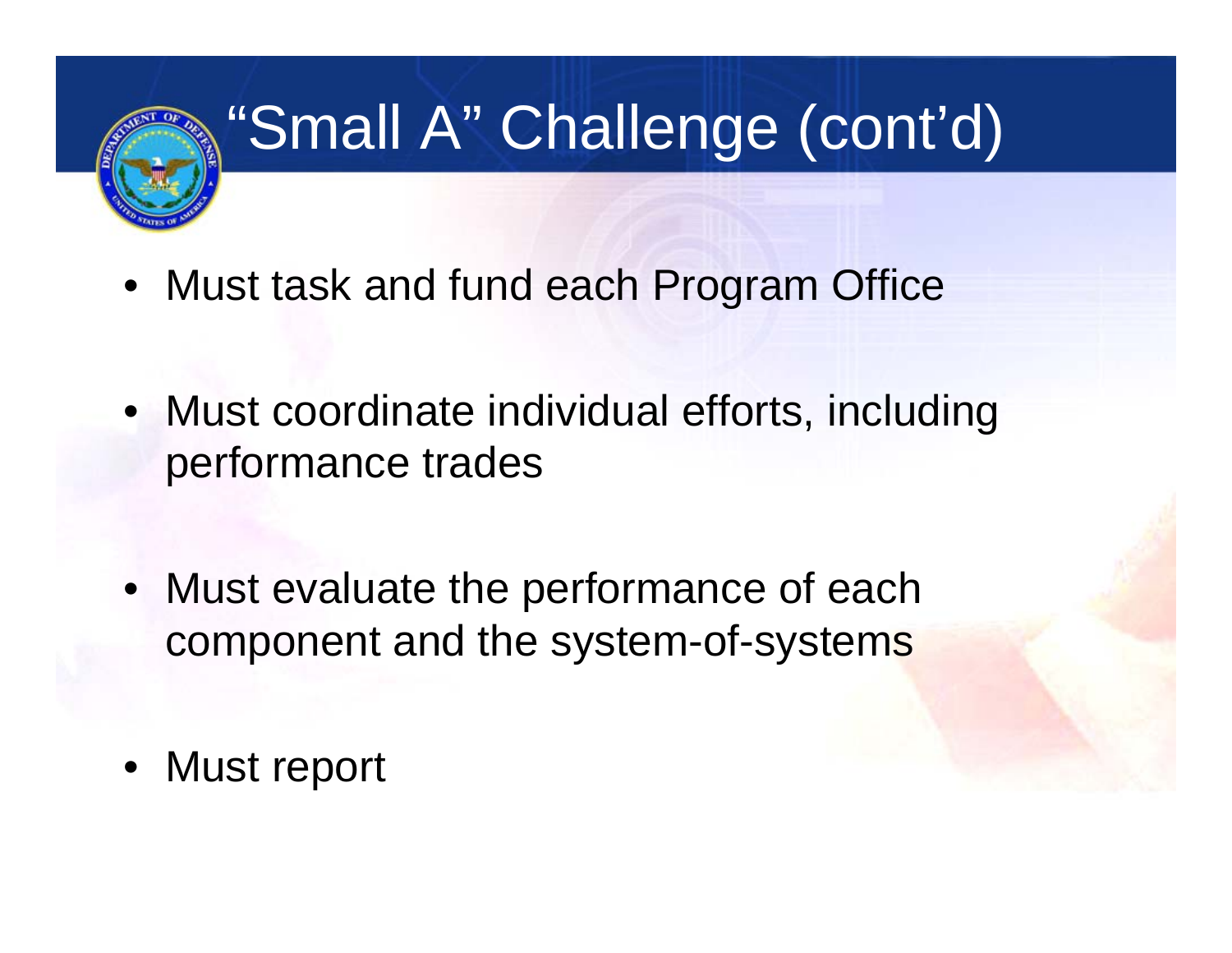# "Small A" Challenge (cont'd)

- Must task and fund each Program Office
- Must coordinate individual efforts, including performance trades
- Must evaluate the performance of each component and the system-of-systems
- Must report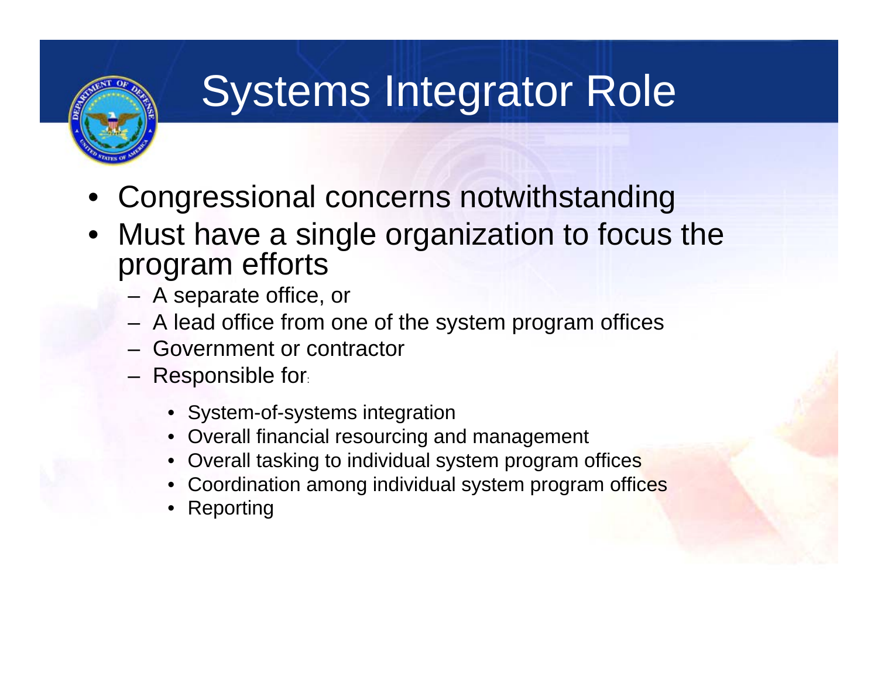# Systems Integrator Role

- Congressional concerns notwithstanding
- Must have a single organization to focus the program efforts
  - A separate office, or
  - A lead office from one of the system program offices
  - Government or contractor
  - Responsible for:
    - System-of-systems integration
    - Overall financial resourcing and management
    - Overall tasking to individual system program offices
    - Coordination among individual system program offices
    - Reporting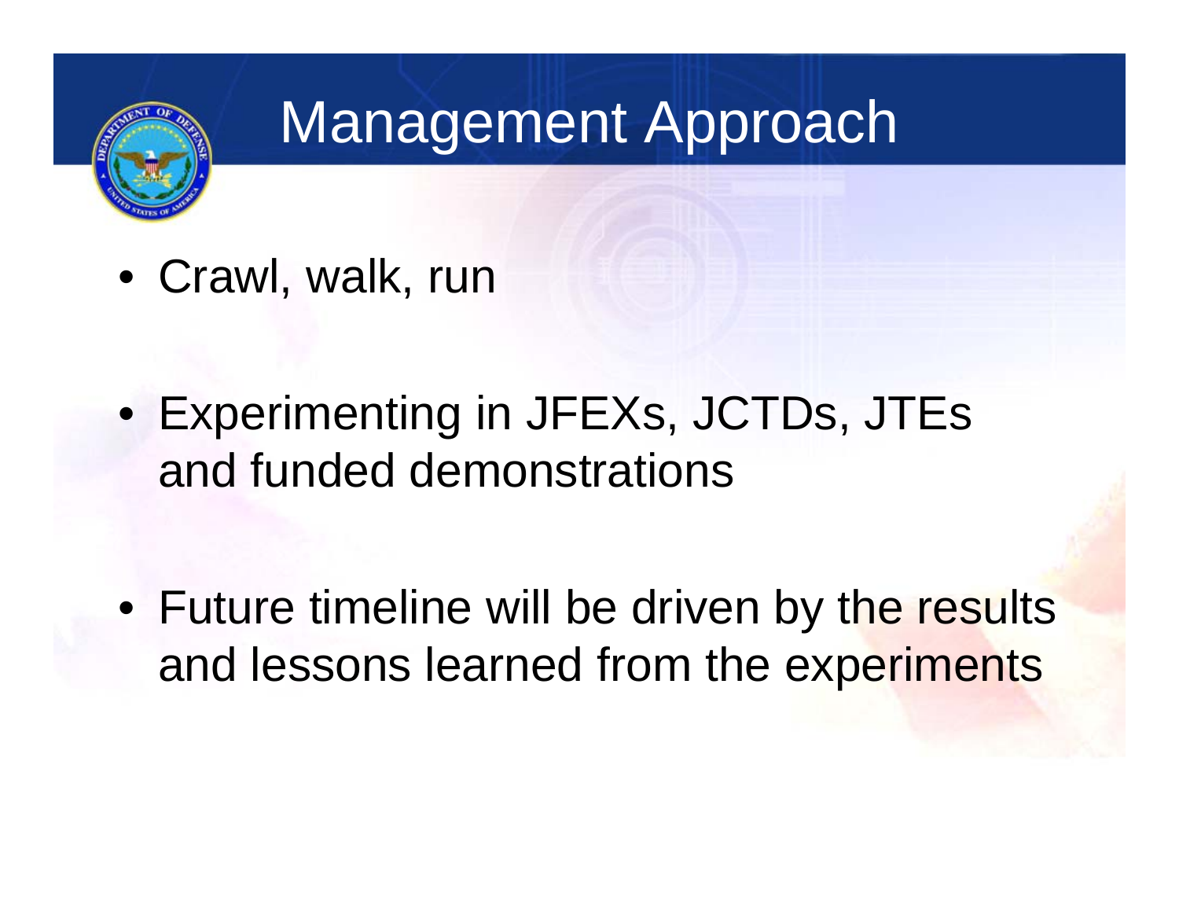# Management Approach

- Crawl, walk, run
- Experimenting in JFEXs, JCTDs, JTEs and funded demonstrations
- Future timeline will be driven by the results and lessons learned from the experiments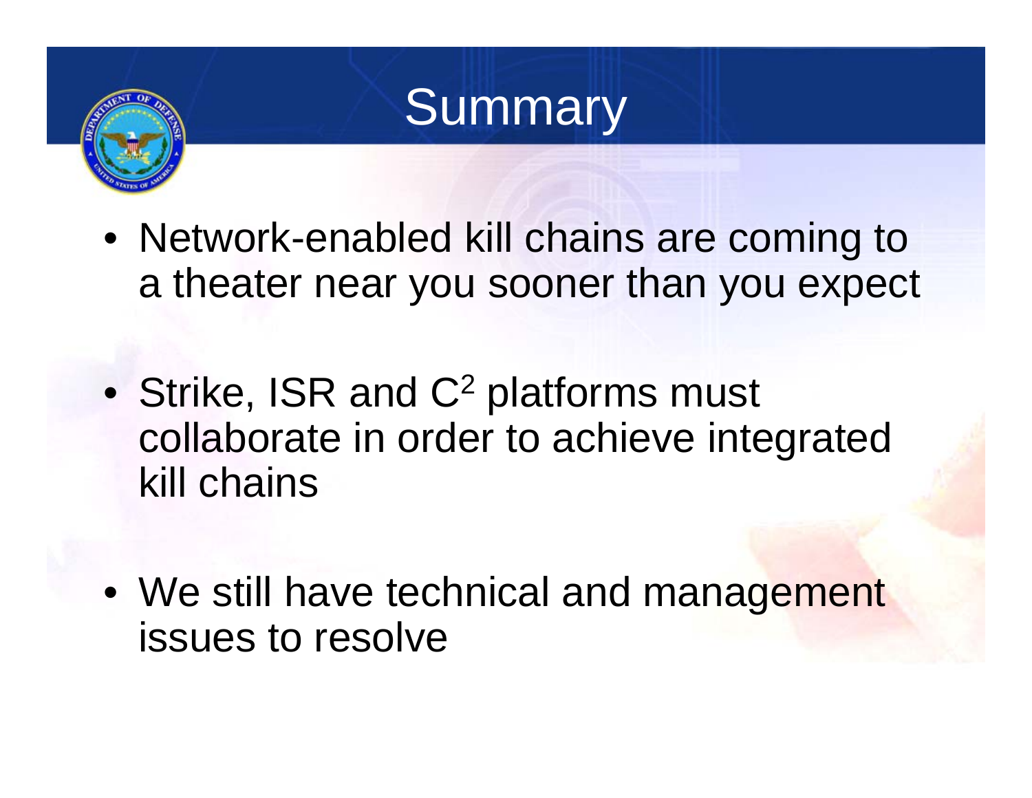# Summary

- Network-enabled kill chains are coming to a theater near you sooner than you expect

- Strike, ISR and $C^2$ platforms must collaborate in order to achieve integrated kill chains

- We still have technical and management issues to resolve